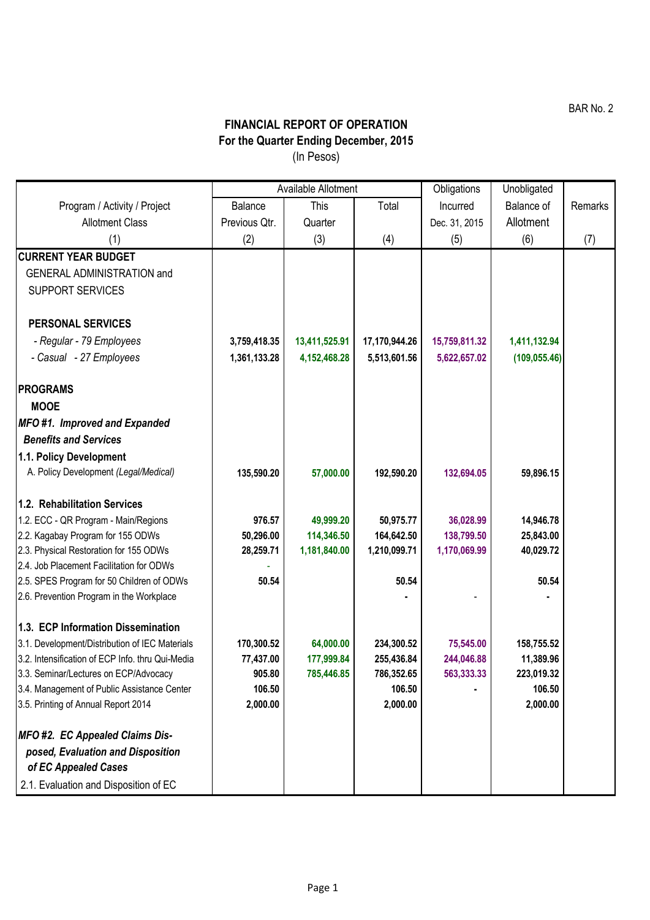BAR No. 2

# FINANCIAL REPORT OF OPERATION
## For the Quarter Ending December, 2015
(In Pesos)

| Program / Activity / Project Allotment Class | Available Allotment | | | Obligations Incurred | Unobligated Balance of Allotment | Remarks |
|---|---|---|---|---|---|---|
| | Balance Previous Qtr. | This Quarter | Total | Dec. 31, 2015 | | |
| (1) | (2) | (3) | (4) | (5) | (6) | (7) |
| **CURRENT YEAR BUDGET** | | | | | | |
| GENERAL ADMINISTRATION and SUPPORT SERVICES | | | | | | |
| **PERSONAL SERVICES** | | | | | | |
| *- Regular - 79 Employees* | **3,759,418.35** | **13,411,525.91** | **17,170,944.26** | **15,759,811.32** | **1,411,132.94** | |
| *- Casual - 27 Employees* | **1,361,133.28** | **4,152,468.28** | **5,513,601.56** | **5,622,657.02** | **(109,055.46)** | |
| **PROGRAMS** | | | | | | |
| **MOOE** | | | | | | |
| ***MFO #1. Improved and Expanded Benefits and Services*** | | | | | | |
| **1.1. Policy Development** | | | | | | |
| A. Policy Development *(Legal/Medical)* | **135,590.20** | **57,000.00** | **192,590.20** | **132,694.05** | **59,896.15** | |
| **1.2. Rehabilitation Services** | | | | | | |
| 1.2. ECC - QR Program - Main/Regions | **976.57** | **49,999.20** | **50,975.77** | **36,028.99** | **14,946.78** | |
| 2.2. Kagabay Program for 155 ODWs | **50,296.00** | **114,346.50** | **164,642.50** | **138,799.50** | **25,843.00** | |
| 2.3. Physical Restoration for 155 ODWs | **28,259.71** | **1,181,840.00** | **1,210,099.71** | **1,170,069.99** | **40,029.72** | |
| 2.4. Job Placement Facilitation for ODWs | - | | | | | |
| 2.5. SPES Program for 50 Children of ODWs | **50.54** | | **50.54** | | **50.54** | |
| 2.6. Prevention Program in the Workplace | | | **-** | - | **-** | |
| **1.3. ECP Information Dissemination** | | | | | | |
| 3.1. Development/Distribution of IEC Materials | **170,300.52** | **64,000.00** | **234,300.52** | **75,545.00** | **158,755.52** | |
| 3.2. Intensification of ECP Info. thru Qui-Media | **77,437.00** | **177,999.84** | **255,436.84** | **244,046.88** | **11,389.96** | |
| 3.3. Seminar/Lectures on ECP/Advocacy | **905.80** | **785,446.85** | **786,352.65** | **563,333.33** | **223,019.32** | |
| 3.4. Management of Public Assistance Center | **106.50** | | **106.50** | **-** | **106.50** | |
| 3.5. Printing of Annual Report 2014 | **2,000.00** | | **2,000.00** | | **2,000.00** | |
| ***MFO #2. EC Appealed Claims Disposed, Evaluation and Disposition of EC Appealed Cases*** | | | | | | |
| 2.1. Evaluation and Disposition of EC | | | | | | |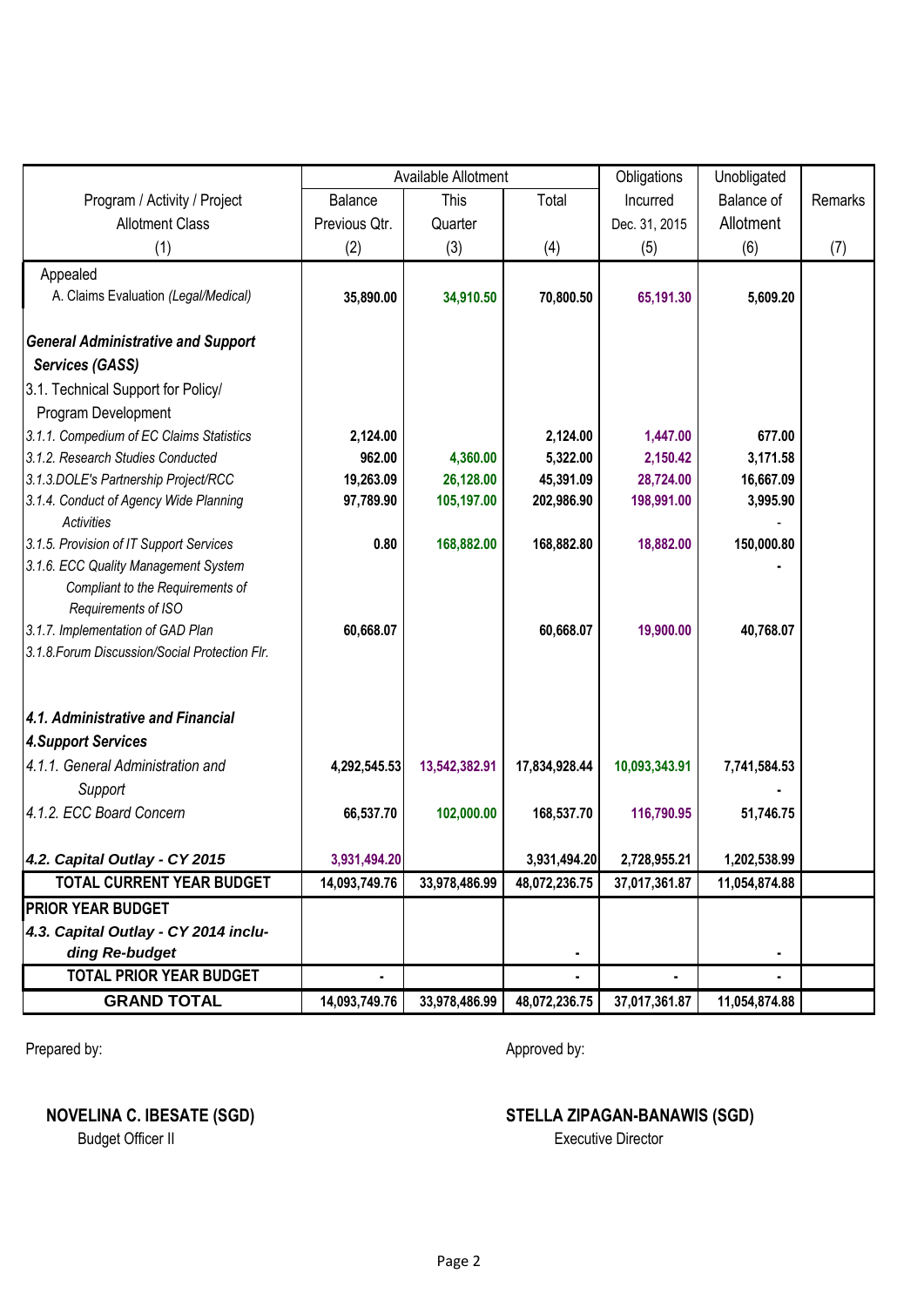| Program / Activity / Project Allotment Class | Available Allotment | | | Obligations Incurred Dec. 31, 2015 | Unobligated Balance of Allotment | Remarks |
|---|---|---|---|---|---|---|
| | Balance Previous Qtr. | This Quarter | Total | | | |
| (1) | (2) | (3) | (4) | (5) | (6) | (7) |
| Appealed | | | | | | |
| A. Claims Evaluation *(Legal/Medical)* | 35,890.00 | 34,910.50 | 70,800.50 | 65,191.30 | 5,609.20 | |
| ***General Administrative and Support Services (GASS)*** | | | | | | |
| 3.1. Technical Support for Policy/ Program Development | | | | | | |
| *3.1.1. Compedium of EC Claims Statistics* | 2,124.00 | | 2,124.00 | 1,447.00 | 677.00 | |
| *3.1.2. Research Studies Conducted* | 962.00 | 4,360.00 | 5,322.00 | 2,150.42 | 3,171.58 | |
| *3.1.3.DOLE's Partnership Project/RCC* | 19,263.09 | 26,128.00 | 45,391.09 | 28,724.00 | 16,667.09 | |
| *3.1.4. Conduct of Agency Wide Planning Activities* | 97,789.90 | 105,197.00 | 202,986.90 | 198,991.00 | 3,995.90 | |
| | | | | | - | |
| *3.1.5. Provision of IT Support Services* | 0.80 | 168,882.00 | 168,882.80 | 18,882.00 | 150,000.80 | |
| *3.1.6. ECC Quality Management System Compliant to the Requirements of Requirements of ISO* | | | | | - | |
| *3.1.7. Implementation of GAD Plan* | 60,668.07 | | 60,668.07 | 19,900.00 | 40,768.07 | |
| *3.1.8.Forum Discussion/Social Protection Flr.* | | | | | | |
| ***4.1. Administrative and Financial 4.Support Services*** | | | | | | |
| *4.1.1. General Administration and Support* | 4,292,545.53 | 13,542,382.91 | 17,834,928.44 | 10,093,343.91 | 7,741,584.53 | |
| | | | | | - | |
| *4.1.2. ECC Board Concern* | 66,537.70 | 102,000.00 | 168,537.70 | 116,790.95 | 51,746.75 | |
| ***4.2. Capital Outlay - CY 2015*** | 3,931,494.20 | | 3,931,494.20 | 2,728,955.21 | 1,202,538.99 | |
| **TOTAL CURRENT YEAR BUDGET** | 14,093,749.76 | 33,978,486.99 | 48,072,236.75 | 37,017,361.87 | 11,054,874.88 | |
| **PRIOR YEAR BUDGET** | | | | | | |
| ***4.3. Capital Outlay - CY 2014 including Re-budget*** | | | - | | - | |
| **TOTAL PRIOR YEAR BUDGET** | - | | - | - | - | |
| **GRAND TOTAL** | 14,093,749.76 | 33,978,486.99 | 48,072,236.75 | 37,017,361.87 | 11,054,874.88 | |

Prepared by:

**NOVELINA C. IBESATE (SGD)**
Budget Officer II

Approved by:

**STELLA ZIPAGAN-BANAWIS (SGD)**
Executive Director